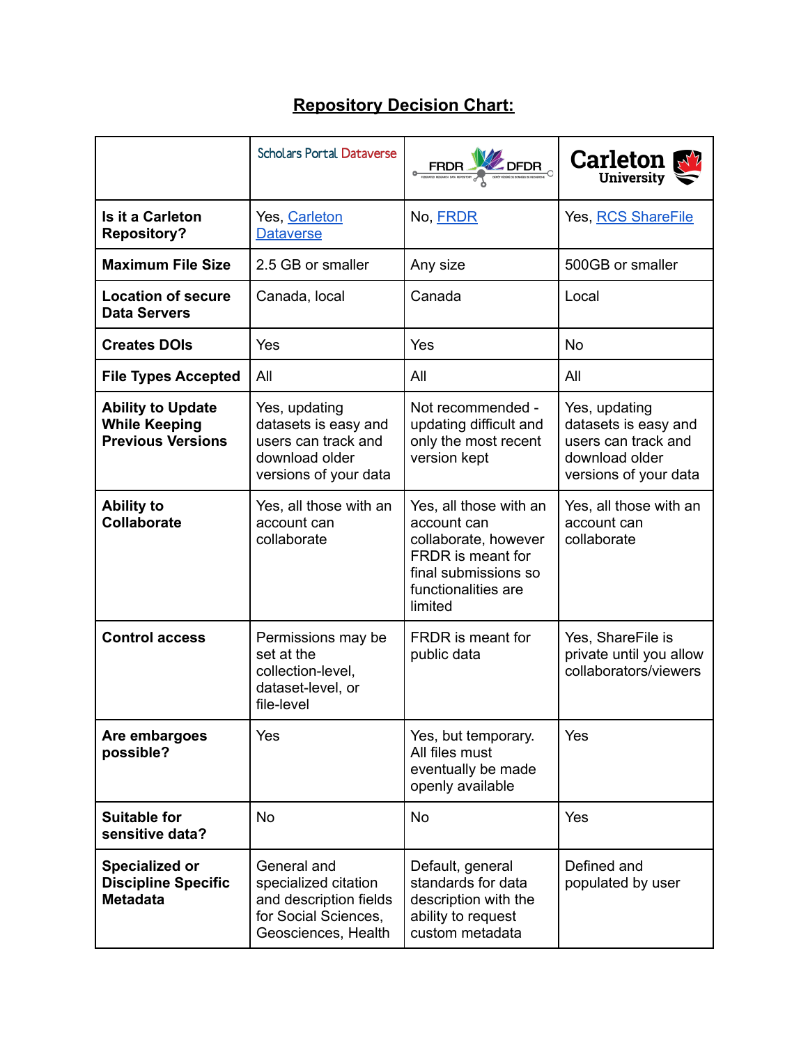# Repository Decision Chart:

| | Scholars Portal Dataverse | FRDR DFDR | Carleton University |
|---|---|---|---|
| **Is it a Carleton Repository?** | Yes, Carleton Dataverse | No, FRDR | Yes, RCS ShareFile |
| **Maximum File Size** | 2.5 GB or smaller | Any size | 500GB or smaller |
| **Location of secure Data Servers** | Canada, local | Canada | Local |
| **Creates DOIs** | Yes | Yes | No |
| **File Types Accepted** | All | All | All |
| **Ability to Update While Keeping Previous Versions** | Yes, updating datasets is easy and users can track and download older versions of your data | Not recommended - updating difficult and only the most recent version kept | Yes, updating datasets is easy and users can track and download older versions of your data |
| **Ability to Collaborate** | Yes, all those with an account can collaborate | Yes, all those with an account can collaborate, however FRDR is meant for final submissions so functionalities are limited | Yes, all those with an account can collaborate |
| **Control access** | Permissions may be set at the collection-level, dataset-level, or file-level | FRDR is meant for public data | Yes, ShareFile is private until you allow collaborators/viewers |
| **Are embargoes possible?** | Yes | Yes, but temporary. All files must eventually be made openly available | Yes |
| **Suitable for sensitive data?** | No | No | Yes |
| **Specialized or Discipline Specific Metadata** | General and specialized citation and description fields for Social Sciences, Geosciences, Health | Default, general standards for data description with the ability to request custom metadata | Defined and populated by user |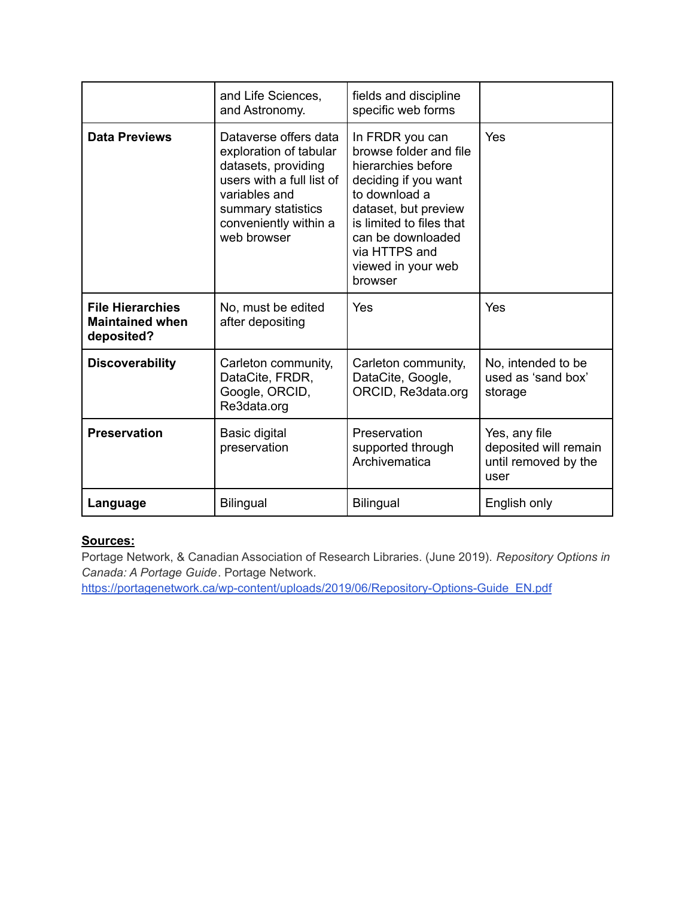| | | | |
|---|---|---|---|
| | and Life Sciences, and Astronomy. | fields and discipline specific web forms | |
| **Data Previews** | Dataverse offers data exploration of tabular datasets, providing users with a full list of variables and summary statistics conveniently within a web browser | In FRDR you can browse folder and file hierarchies before deciding if you want to download a dataset, but preview is limited to files that can be downloaded via HTTPS and viewed in your web browser | Yes |
| **File Hierarchies Maintained when deposited?** | No, must be edited after depositing | Yes | Yes |
| **Discoverability** | Carleton community, DataCite, FRDR, Google, ORCID, Re3data.org | Carleton community, DataCite, Google, ORCID, Re3data.org | No, intended to be used as 'sand box' storage |
| **Preservation** | Basic digital preservation | Preservation supported through Archivematica | Yes, any file deposited will remain until removed by the user |
| **Language** | Bilingual | Bilingual | English only |

**Sources:**

Portage Network, & Canadian Association of Research Libraries. (June 2019). *Repository Options in Canada: A Portage Guide*. Portage Network. https://portagenetwork.ca/wp-content/uploads/2019/06/Repository-Options-Guide_EN.pdf